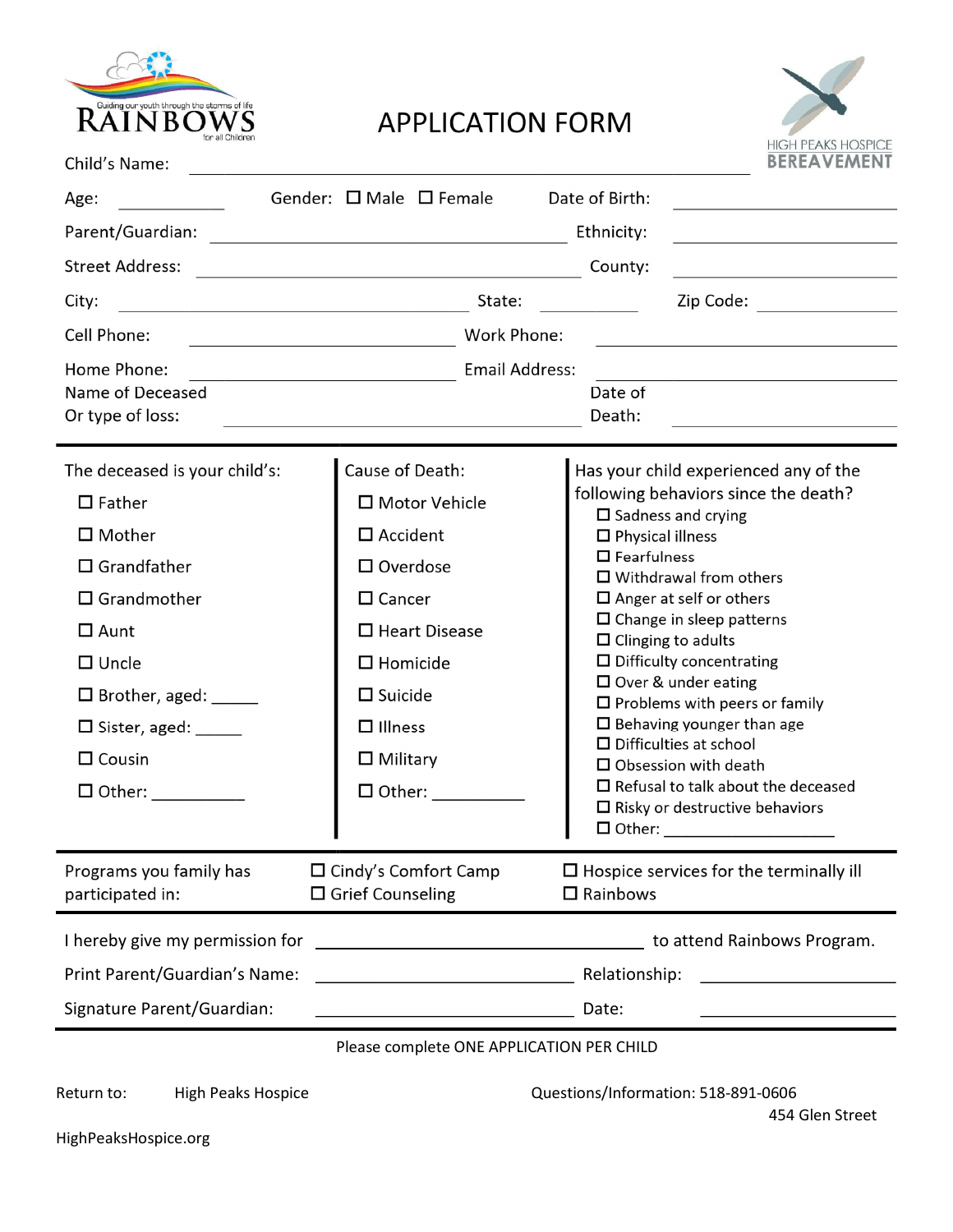Guiding our youth through the storms of life
RAINBOWS for all Children

# APPLICATION FORM

HIGH PEAKS HOSPICE BEREAVEMENT

Child's Name: ______________________________

Age: ________ Gender: ☐ Male ☐ Female Date of Birth: ________________

Parent/Guardian: ______________________________ Ethnicity: ________________

Street Address: ______________________________ County: ________________

City: ______________________ State: ________ Zip Code: ____________

Cell Phone: ______________________ Work Phone: ______________________

Home Phone: ______________________ Email Address: ______________________

Name of Deceased Or type of loss: ______________________________ Date of Death: ________________

---

| The deceased is your child's: | Cause of Death: | Has your child experienced any of the following behaviors since the death? |
|---|---|---|
| ☐ Father | ☐ Motor Vehicle | ☐ Sadness and crying |
| ☐ Mother | ☐ Accident | ☐ Physical illness |
| ☐ Grandfather | ☐ Overdose | ☐ Fearfulness |
| ☐ Grandmother | ☐ Cancer | ☐ Withdrawal from others |
| ☐ Aunt | ☐ Heart Disease | ☐ Anger at self or others |
| ☐ Uncle | ☐ Homicide | ☐ Change in sleep patterns |
| ☐ Brother, aged: _____ | ☐ Suicide | ☐ Clinging to adults |
| ☐ Sister, aged: _____ | ☐ Illness | ☐ Difficulty concentrating |
| ☐ Cousin | ☐ Military | ☐ Over & under eating |
| ☐ Other: __________ | ☐ Other: __________ | ☐ Problems with peers or family |
| | | ☐ Behaving younger than age |
| | | ☐ Difficulties at school |
| | | ☐ Obsession with death |
| | | ☐ Refusal to talk about the deceased |
| | | ☐ Risky or destructive behaviors |
| | | ☐ Other: __________________ |

---

Programs you family has participated in: ☐ Cindy's Comfort Camp ☐ Grief Counseling ☐ Hospice services for the terminally ill ☐ Rainbows

---

I hereby give my permission for ______________________________ to attend Rainbows Program.

Print Parent/Guardian's Name: ______________________________ Relationship: ________________

Signature Parent/Guardian: ______________________________ Date: ________________

---

Please complete ONE APPLICATION PER CHILD

Return to: High Peaks Hospice
454 Glen Street

Questions/Information: 518-891-0606

HighPeaksHospice.org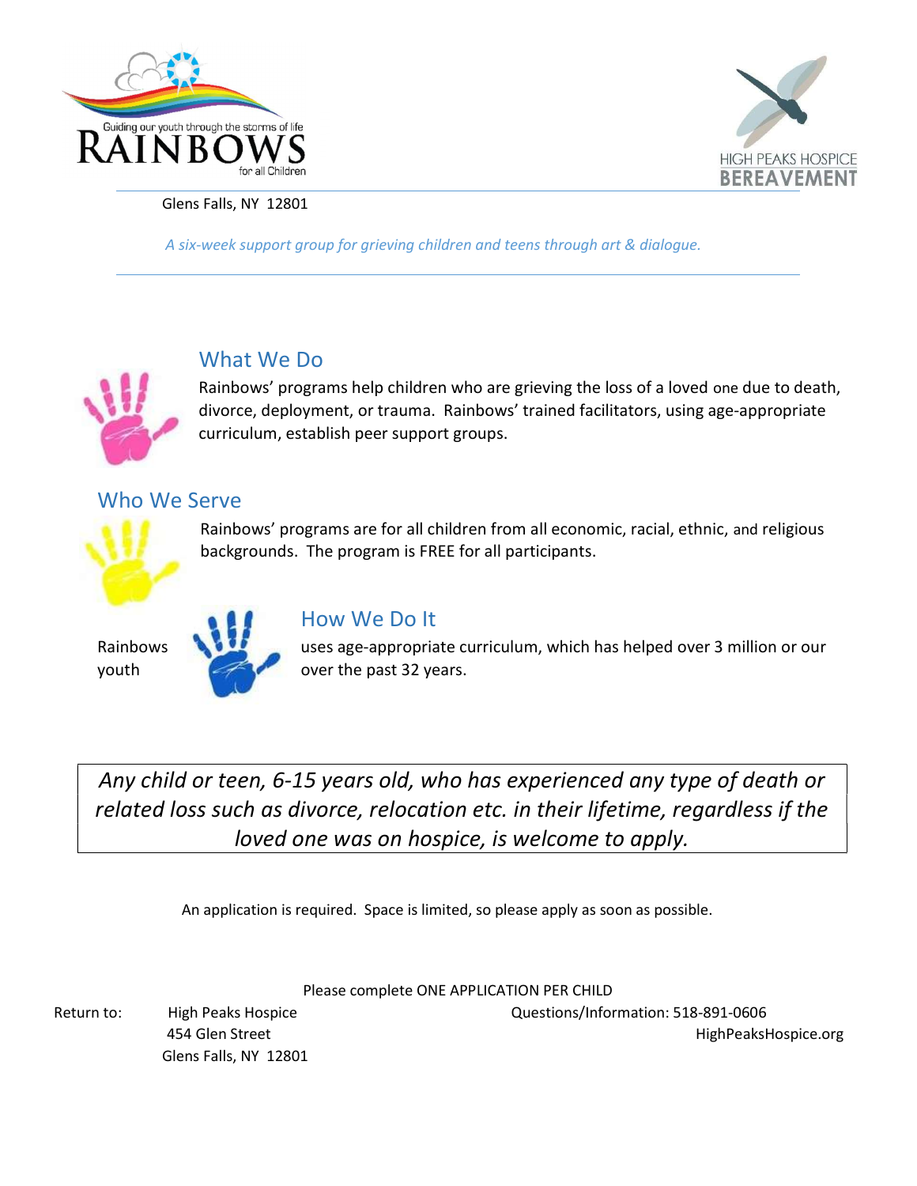Guiding our youth through the storms of life

RAINBOWS

for all Children

HIGH PEAKS HOSPICE

BEREAVEMENT

Glens Falls, NY 12801

*A six-week support group for grieving children and teens through art & dialogue.*

## What We Do

Rainbows' programs help children who are grieving the loss of a loved one due to death, divorce, deployment, or trauma. Rainbows' trained facilitators, using age-appropriate curriculum, establish peer support groups.

## Who We Serve

Rainbows' programs are for all children from all economic, racial, ethnic, and religious backgrounds. The program is FREE for all participants.

## How We Do It

Rainbows uses age-appropriate curriculum, which has helped over 3 million or our youth over the past 32 years.

*Any child or teen, 6-15 years old, who has experienced any type of death or related loss such as divorce, relocation etc. in their lifetime, regardless if the loved one was on hospice, is welcome to apply.*

An application is required. Space is limited, so please apply as soon as possible.

Please complete ONE APPLICATION PER CHILD

Return to: High Peaks Hospice
454 Glen Street
Glens Falls, NY 12801

Questions/Information: 518-891-0606
HighPeaksHospice.org